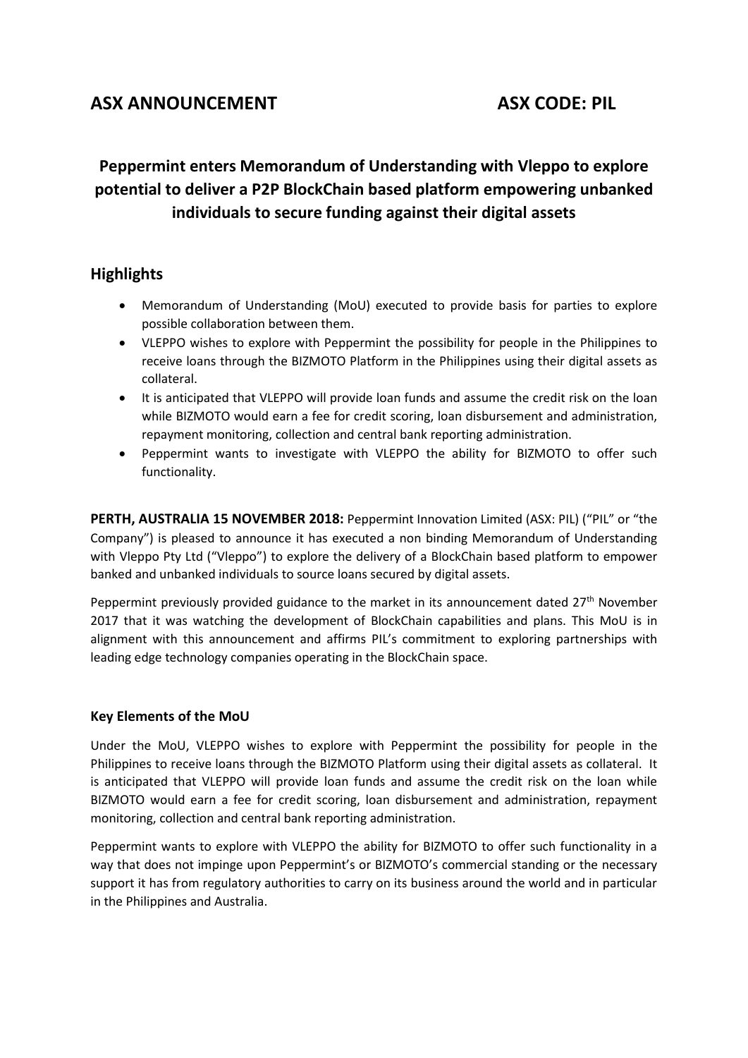**ASX ANNOUNCEMENT** **ASX CODE: PIL**

# Peppermint enters Memorandum of Understanding with Vleppo to explore potential to deliver a P2P BlockChain based platform empowering unbanked individuals to secure funding against their digital assets

## Highlights

- Memorandum of Understanding (MoU) executed to provide basis for parties to explore possible collaboration between them.
- VLEPPO wishes to explore with Peppermint the possibility for people in the Philippines to receive loans through the BIZMOTO Platform in the Philippines using their digital assets as collateral.
- It is anticipated that VLEPPO will provide loan funds and assume the credit risk on the loan while BIZMOTO would earn a fee for credit scoring, loan disbursement and administration, repayment monitoring, collection and central bank reporting administration.
- Peppermint wants to investigate with VLEPPO the ability for BIZMOTO to offer such functionality.

**PERTH, AUSTRALIA 15 NOVEMBER 2018:** Peppermint Innovation Limited (ASX: PIL) ("PIL" or "the Company") is pleased to announce it has executed a non binding Memorandum of Understanding with Vleppo Pty Ltd ("Vleppo") to explore the delivery of a BlockChain based platform to empower banked and unbanked individuals to source loans secured by digital assets.

Peppermint previously provided guidance to the market in its announcement dated 27th November 2017 that it was watching the development of BlockChain capabilities and plans. This MoU is in alignment with this announcement and affirms PIL's commitment to exploring partnerships with leading edge technology companies operating in the BlockChain space.

### Key Elements of the MoU

Under the MoU, VLEPPO wishes to explore with Peppermint the possibility for people in the Philippines to receive loans through the BIZMOTO Platform using their digital assets as collateral. It is anticipated that VLEPPO will provide loan funds and assume the credit risk on the loan while BIZMOTO would earn a fee for credit scoring, loan disbursement and administration, repayment monitoring, collection and central bank reporting administration.

Peppermint wants to explore with VLEPPO the ability for BIZMOTO to offer such functionality in a way that does not impinge upon Peppermint's or BIZMOTO's commercial standing or the necessary support it has from regulatory authorities to carry on its business around the world and in particular in the Philippines and Australia.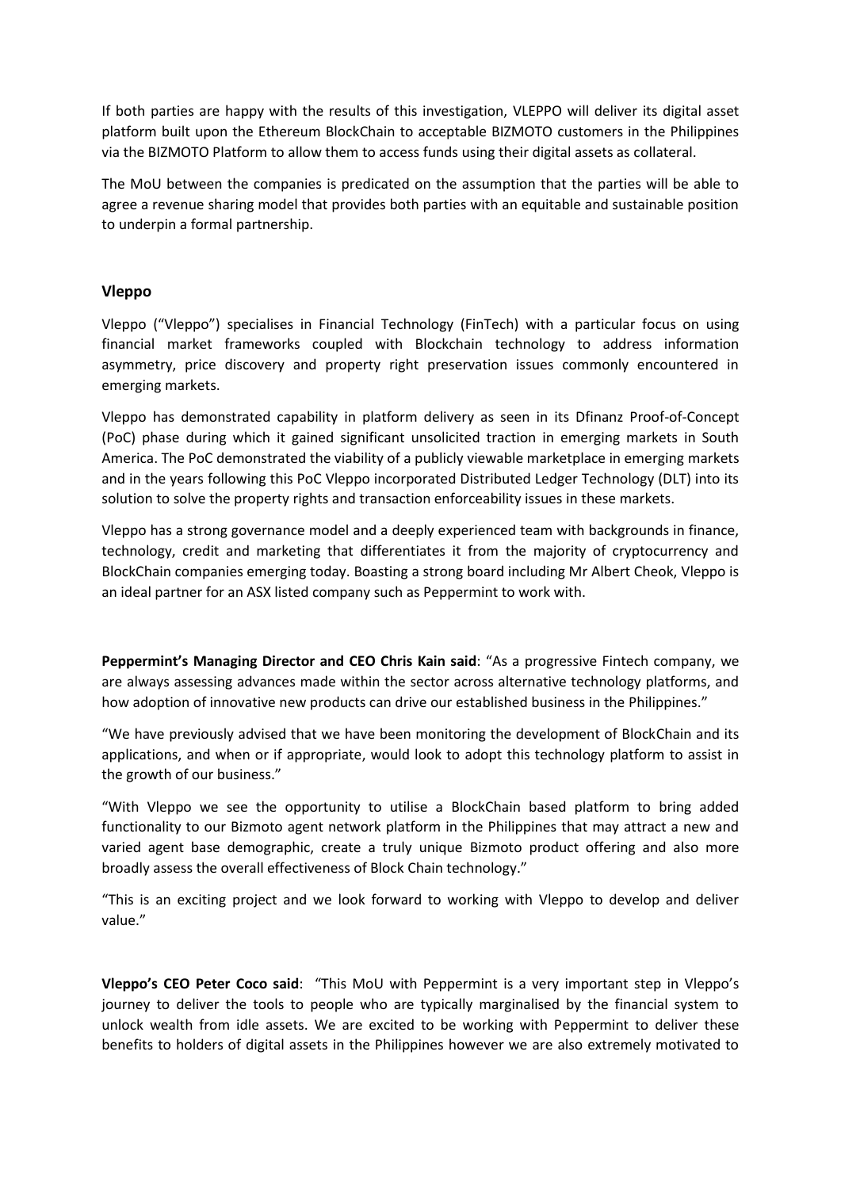If both parties are happy with the results of this investigation, VLEPPO will deliver its digital asset platform built upon the Ethereum BlockChain to acceptable BIZMOTO customers in the Philippines via the BIZMOTO Platform to allow them to access funds using their digital assets as collateral.

The MoU between the companies is predicated on the assumption that the parties will be able to agree a revenue sharing model that provides both parties with an equitable and sustainable position to underpin a formal partnership.

## Vleppo

Vleppo ("Vleppo") specialises in Financial Technology (FinTech) with a particular focus on using financial market frameworks coupled with Blockchain technology to address information asymmetry, price discovery and property right preservation issues commonly encountered in emerging markets.

Vleppo has demonstrated capability in platform delivery as seen in its Dfinanz Proof-of-Concept (PoC) phase during which it gained significant unsolicited traction in emerging markets in South America. The PoC demonstrated the viability of a publicly viewable marketplace in emerging markets and in the years following this PoC Vleppo incorporated Distributed Ledger Technology (DLT) into its solution to solve the property rights and transaction enforceability issues in these markets.

Vleppo has a strong governance model and a deeply experienced team with backgrounds in finance, technology, credit and marketing that differentiates it from the majority of cryptocurrency and BlockChain companies emerging today. Boasting a strong board including Mr Albert Cheok, Vleppo is an ideal partner for an ASX listed company such as Peppermint to work with.

**Peppermint's Managing Director and CEO Chris Kain said**: "As a progressive Fintech company, we are always assessing advances made within the sector across alternative technology platforms, and how adoption of innovative new products can drive our established business in the Philippines."

"We have previously advised that we have been monitoring the development of BlockChain and its applications, and when or if appropriate, would look to adopt this technology platform to assist in the growth of our business."

"With Vleppo we see the opportunity to utilise a BlockChain based platform to bring added functionality to our Bizmoto agent network platform in the Philippines that may attract a new and varied agent base demographic, create a truly unique Bizmoto product offering and also more broadly assess the overall effectiveness of Block Chain technology."

"This is an exciting project and we look forward to working with Vleppo to develop and deliver value."

**Vleppo's CEO Peter Coco said**: "This MoU with Peppermint is a very important step in Vleppo's journey to deliver the tools to people who are typically marginalised by the financial system to unlock wealth from idle assets. We are excited to be working with Peppermint to deliver these benefits to holders of digital assets in the Philippines however we are also extremely motivated to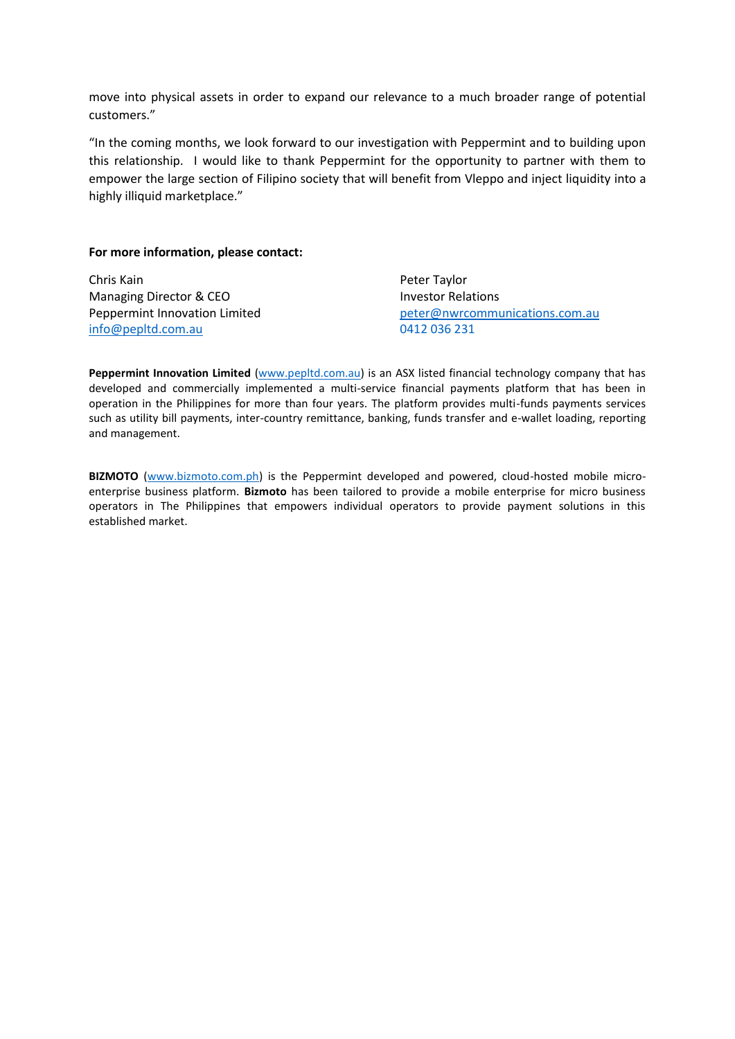move into physical assets in order to expand our relevance to a much broader range of potential customers."

"In the coming months, we look forward to our investigation with Peppermint and to building upon this relationship. I would like to thank Peppermint for the opportunity to partner with them to empower the large section of Filipino society that will benefit from Vleppo and inject liquidity into a highly illiquid marketplace."

**For more information, please contact:**

Chris Kain
Managing Director & CEO
Peppermint Innovation Limited
info@pepltd.com.au

Peter Taylor
Investor Relations
peter@nwrcommunications.com.au
0412 036 231

**Peppermint Innovation Limited** (www.pepltd.com.au) is an ASX listed financial technology company that has developed and commercially implemented a multi-service financial payments platform that has been in operation in the Philippines for more than four years. The platform provides multi-funds payments services such as utility bill payments, inter-country remittance, banking, funds transfer and e-wallet loading, reporting and management.

**BIZMOTO** (www.bizmoto.com.ph) is the Peppermint developed and powered, cloud-hosted mobile micro-enterprise business platform. **Bizmoto** has been tailored to provide a mobile enterprise for micro business operators in The Philippines that empowers individual operators to provide payment solutions in this established market.